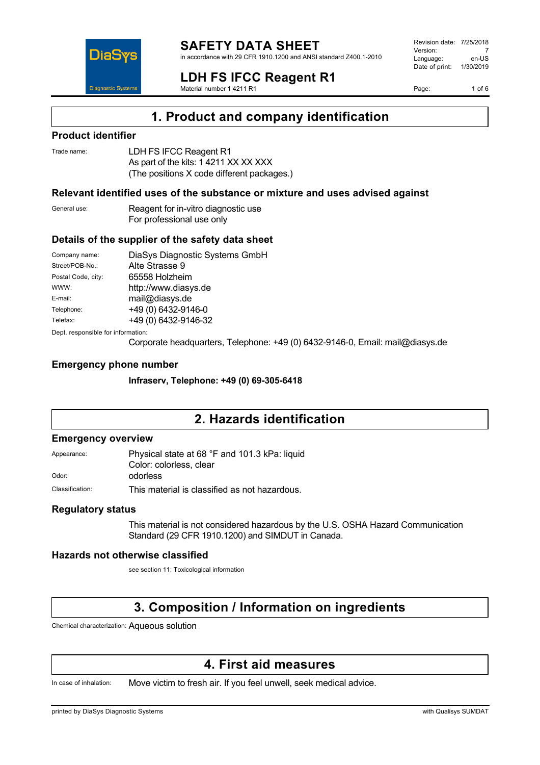# SAFETY DATA SHEET

in accordance with 29 CFR 1910.1200 and ANSI standard Z400.1-2010

| | |
|---|---|
| Revision date: | 7/25/2018 |
| Version: | 7 |
| Language: | en-US |
| Date of print: | 1/30/2019 |

# LDH FS IFCC Reagent R1

Material number 1 4211 R1

## 1. Product and company identification

### Product identifier

Trade name: LDH FS IFCC Reagent R1
As part of the kits: 1 4211 XX XX XXX
(The positions X code different packages.)

### Relevant identified uses of the substance or mixture and uses advised against

General use: Reagent for in-vitro diagnostic use
For professional use only

### Details of the supplier of the safety data sheet

| | |
|---|---|
| Company name: | DiaSys Diagnostic Systems GmbH |
| Street/POB-No.: | Alte Strasse 9 |
| Postal Code, city: | 65558 Holzheim |
| WWW: | http://www.diasys.de |
| E-mail: | mail@diasys.de |
| Telephone: | +49 (0) 6432-9146-0 |
| Telefax: | +49 (0) 6432-9146-32 |

Dept. responsible for information:
Corporate headquarters, Telephone: +49 (0) 6432-9146-0, Email: mail@diasys.de

### Emergency phone number

**Infraserv, Telephone: +49 (0) 69-305-6418**

## 2. Hazards identification

### Emergency overview

Appearance: Physical state at 68 °F and 101.3 kPa: liquid
Color: colorless, clear

Odor: odorless

Classification: This material is classified as not hazardous.

### Regulatory status

This material is not considered hazardous by the U.S. OSHA Hazard Communication Standard (29 CFR 1910.1200) and SIMDUT in Canada.

### Hazards not otherwise classified

see section 11: Toxicological information

## 3. Composition / Information on ingredients

Chemical characterization: Aqueous solution

## 4. First aid measures

In case of inhalation: Move victim to fresh air. If you feel unwell, seek medical advice.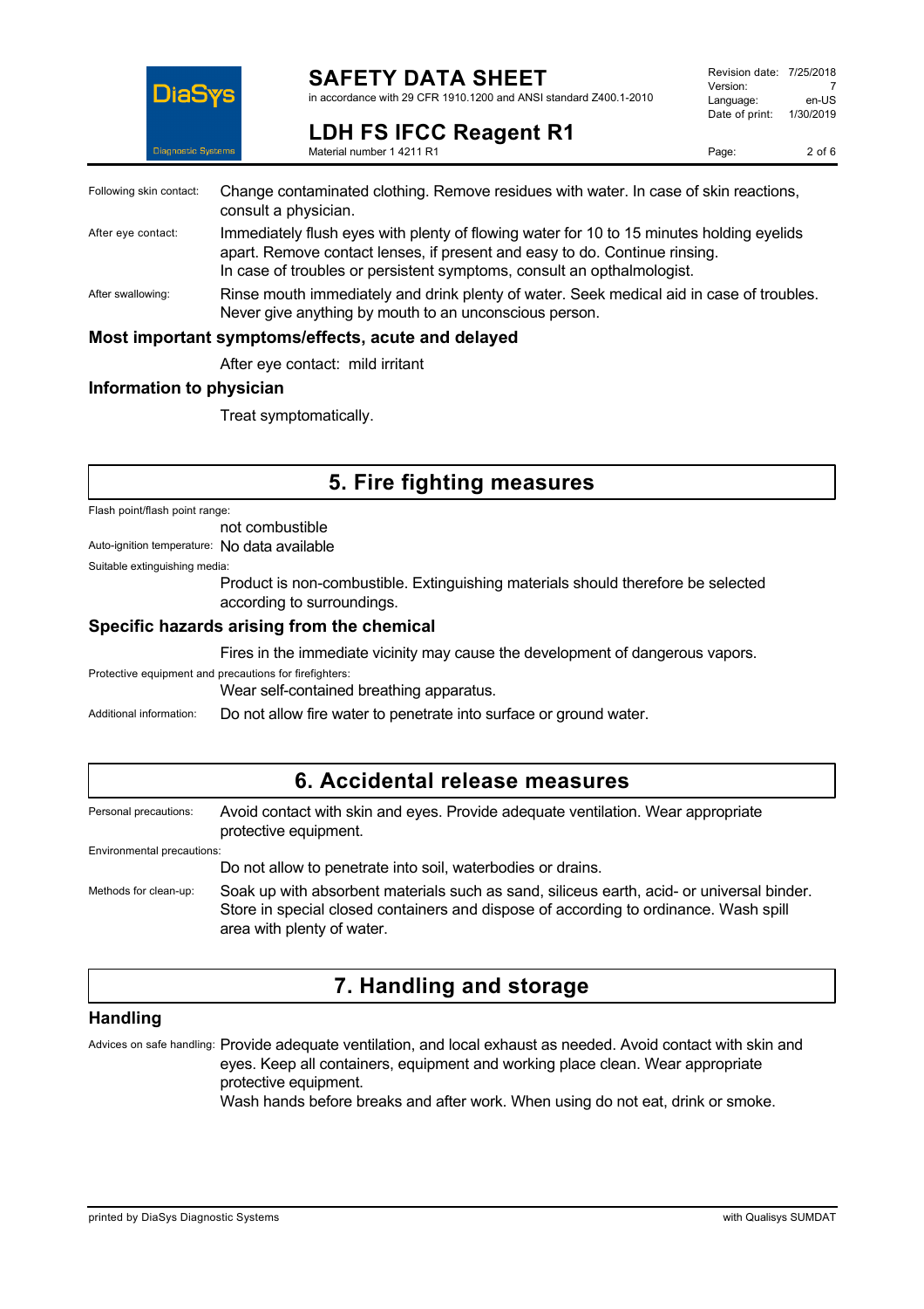Following skin contact: Change contaminated clothing. Remove residues with water. In case of skin reactions, consult a physician.

After eye contact: Immediately flush eyes with plenty of flowing water for 10 to 15 minutes holding eyelids apart. Remove contact lenses, if present and easy to do. Continue rinsing. In case of troubles or persistent symptoms, consult an opthalmologist.

After swallowing: Rinse mouth immediately and drink plenty of water. Seek medical aid in case of troubles. Never give anything by mouth to an unconscious person.

### Most important symptoms/effects, acute and delayed

After eye contact: mild irritant

### Information to physician

Treat symptomatically.

## 5. Fire fighting measures

Flash point/flash point range:

not combustible

Auto-ignition temperature: No data available

Suitable extinguishing media:

Product is non-combustible. Extinguishing materials should therefore be selected according to surroundings.

### Specific hazards arising from the chemical

Fires in the immediate vicinity may cause the development of dangerous vapors.

Protective equipment and precautions for firefighters:

Wear self-contained breathing apparatus.

Additional information: Do not allow fire water to penetrate into surface or ground water.

## 6. Accidental release measures

Personal precautions: Avoid contact with skin and eyes. Provide adequate ventilation. Wear appropriate protective equipment.

Environmental precautions:

Do not allow to penetrate into soil, waterbodies or drains.

Methods for clean-up: Soak up with absorbent materials such as sand, siliceus earth, acid- or universal binder. Store in special closed containers and dispose of according to ordinance. Wash spill area with plenty of water.

## 7. Handling and storage

### Handling

Advices on safe handling: Provide adequate ventilation, and local exhaust as needed. Avoid contact with skin and eyes. Keep all containers, equipment and working place clean. Wear appropriate protective equipment.
Wash hands before breaks and after work. When using do not eat, drink or smoke.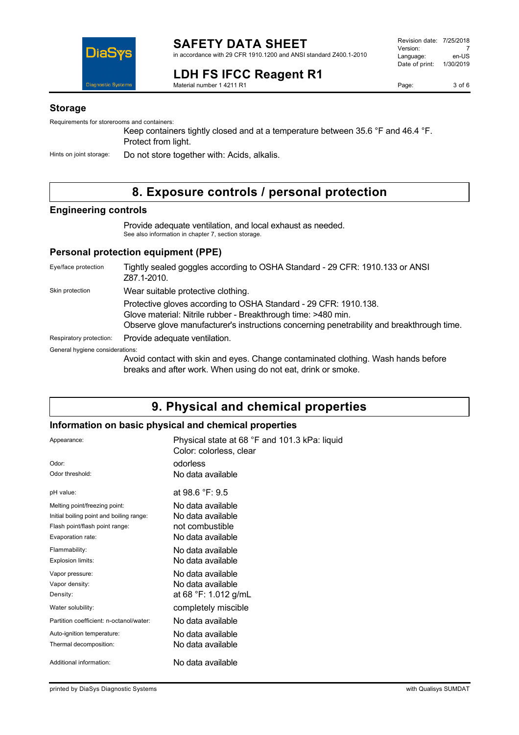## Storage

Requirements for storerooms and containers:

Keep containers tightly closed and at a temperature between 35.6 °F and 46.4 °F. Protect from light.

Hints on joint storage: Do not store together with: Acids, alkalis.

# 8. Exposure controls / personal protection

## Engineering controls

Provide adequate ventilation, and local exhaust as needed.
See also information in chapter 7, section storage.

## Personal protection equipment (PPE)

Eye/face protection: Tightly sealed goggles according to OSHA Standard - 29 CFR: 1910.133 or ANSI Z87.1-2010.

Skin protection: Wear suitable protective clothing.

Protective gloves according to OSHA Standard - 29 CFR: 1910.138.
Glove material: Nitrile rubber - Breakthrough time: >480 min.
Observe glove manufacturer's instructions concerning penetrability and breakthrough time.

Respiratory protection: Provide adequate ventilation.

General hygiene considerations:

Avoid contact with skin and eyes. Change contaminated clothing. Wash hands before breaks and after work. When using do not eat, drink or smoke.

# 9. Physical and chemical properties

## Information on basic physical and chemical properties

| | |
|---|---|
| Appearance: | Physical state at 68 °F and 101.3 kPa: liquid<br>Color: colorless, clear |
| Odor: | odorless |
| Odor threshold: | No data available |
| pH value: | at 98.6 °F: 9.5 |
| Melting point/freezing point: | No data available |
| Initial boiling point and boiling range: | No data available |
| Flash point/flash point range: | not combustible |
| Evaporation rate: | No data available |
| Flammability: | No data available |
| Explosion limits: | No data available |
| Vapor pressure: | No data available |
| Vapor density: | No data available |
| Density: | at 68 °F: 1.012 g/mL |
| Water solubility: | completely miscible |
| Partition coefficient: n-octanol/water: | No data available |
| Auto-ignition temperature: | No data available |
| Thermal decomposition: | No data available |
| Additional information: | No data available |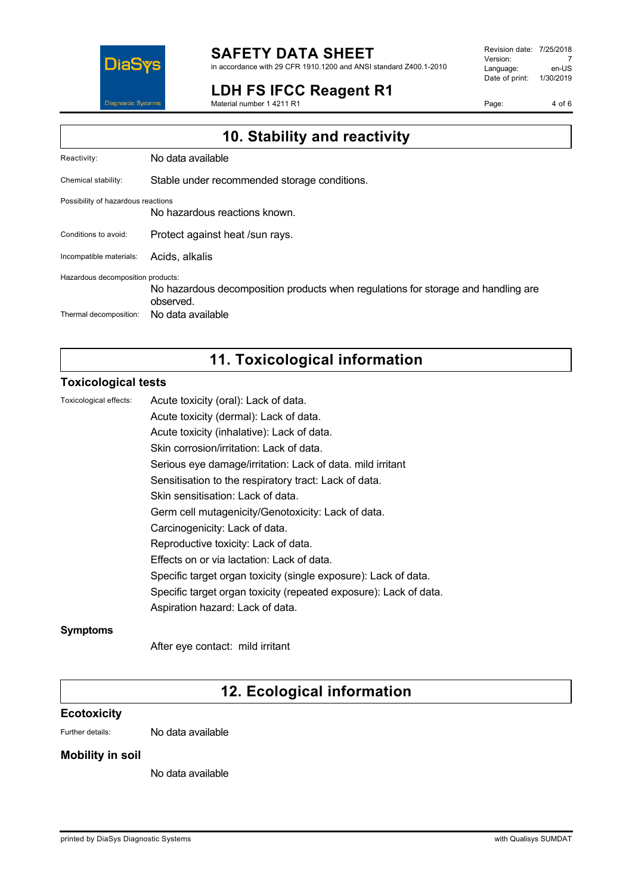## 10. Stability and reactivity

Reactivity: No data available

Chemical stability: Stable under recommended storage conditions.

Possibility of hazardous reactions

No hazardous reactions known.

Conditions to avoid: Protect against heat /sun rays.

Incompatible materials: Acids, alkalis

Hazardous decomposition products:

No hazardous decomposition products when regulations for storage and handling are observed.

Thermal decomposition: No data available

## 11. Toxicological information

### Toxicological tests

Toxicological effects:

Acute toxicity (oral): Lack of data.

Acute toxicity (dermal): Lack of data.

Acute toxicity (inhalative): Lack of data.

Skin corrosion/irritation: Lack of data.

Serious eye damage/irritation: Lack of data. mild irritant

Sensitisation to the respiratory tract: Lack of data.

Skin sensitisation: Lack of data.

Germ cell mutagenicity/Genotoxicity: Lack of data.

Carcinogenicity: Lack of data.

Reproductive toxicity: Lack of data.

Effects on or via lactation: Lack of data.

Specific target organ toxicity (single exposure): Lack of data.

Specific target organ toxicity (repeated exposure): Lack of data.

Aspiration hazard: Lack of data.

### Symptoms

After eye contact: mild irritant

## 12. Ecological information

### Ecotoxicity

Further details: No data available

### Mobility in soil

No data available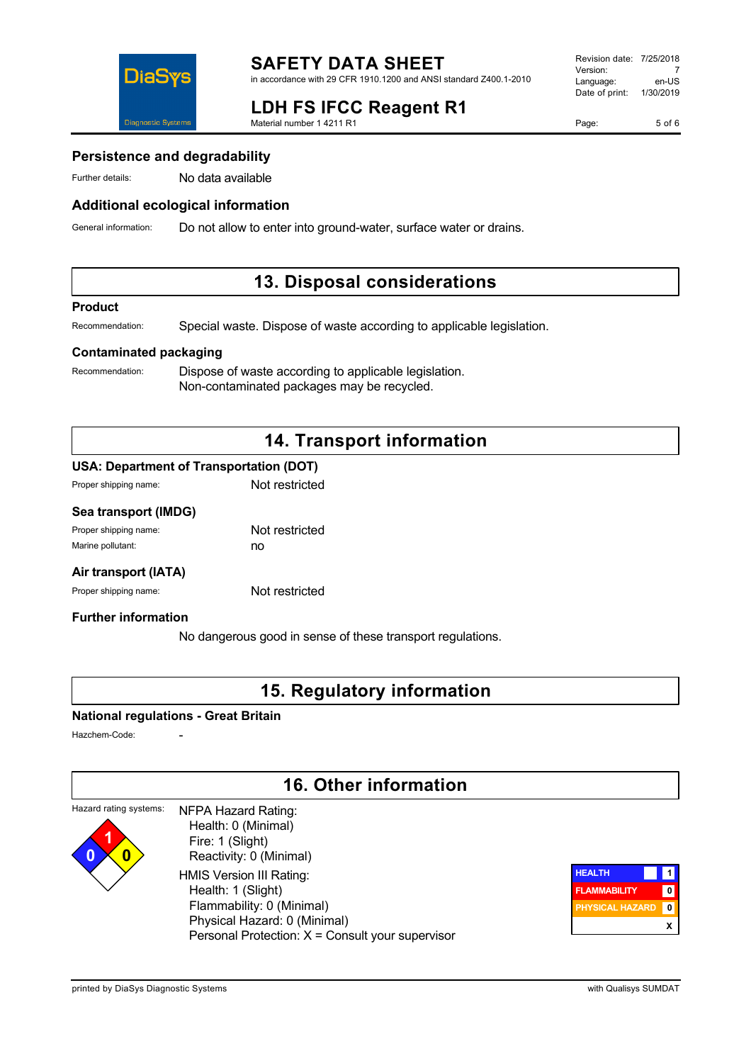### Persistence and degradability

Further details: No data available

### Additional ecological information

General information: Do not allow to enter into ground-water, surface water or drains.

## 13. Disposal considerations

### Product

Recommendation: Special waste. Dispose of waste according to applicable legislation.

### Contaminated packaging

Recommendation: Dispose of waste according to applicable legislation.
Non-contaminated packages may be recycled.

## 14. Transport information

### USA: Department of Transportation (DOT)

Proper shipping name: Not restricted

### Sea transport (IMDG)

Proper shipping name: Not restricted
Marine pollutant: no

### Air transport (IATA)

Proper shipping name: Not restricted

### Further information

No dangerous good in sense of these transport regulations.

## 15. Regulatory information

### National regulations - Great Britain

Hazchem-Code: -

## 16. Other information

Hazard rating systems:

NFPA Hazard Rating:
- Health: 0 (Minimal)
- Fire: 1 (Slight)
- Reactivity: 0 (Minimal)

HMIS Version III Rating:
- Health: 1 (Slight)
- Flammability: 0 (Minimal)
- Physical Hazard: 0 (Minimal)
- Personal Protection: X = Consult your supervisor

| HMIS | |
|---|---|
| HEALTH | 1 |
| FLAMMABILITY | 0 |
| PHYSICAL HAZARD | 0 |
| | X |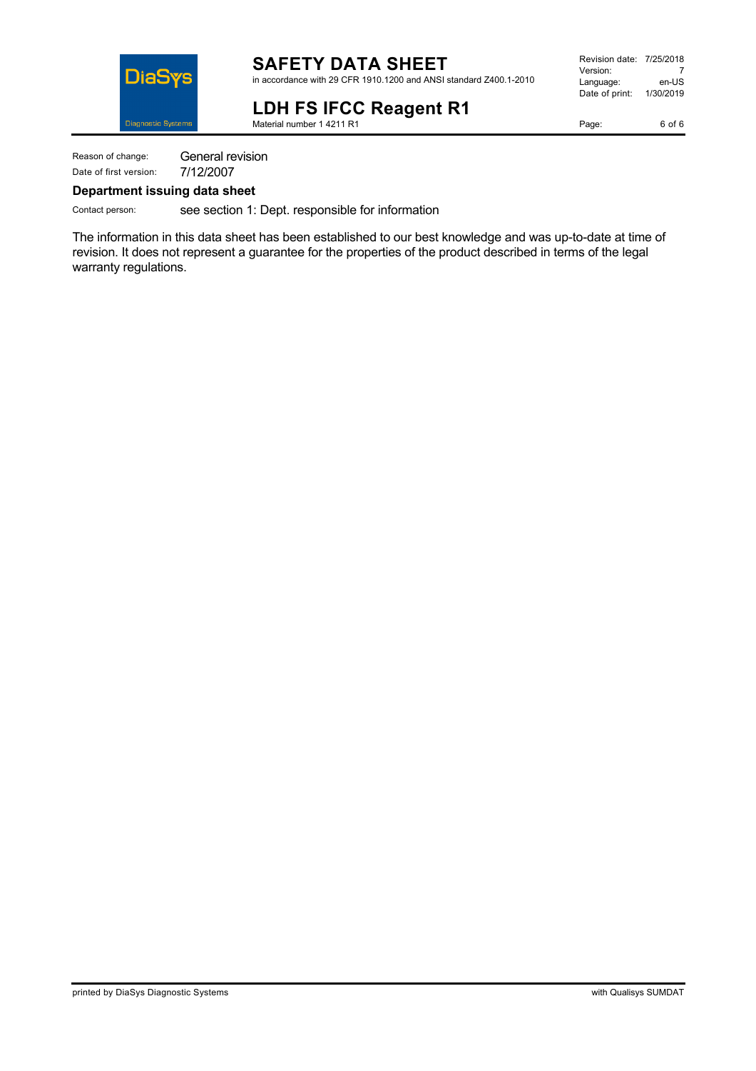Reason of change: General revision

Date of first version: 7/12/2007

**Department issuing data sheet**

Contact person: see section 1: Dept. responsible for information

The information in this data sheet has been established to our best knowledge and was up-to-date at time of revision. It does not represent a guarantee for the properties of the product described in terms of the legal warranty regulations.